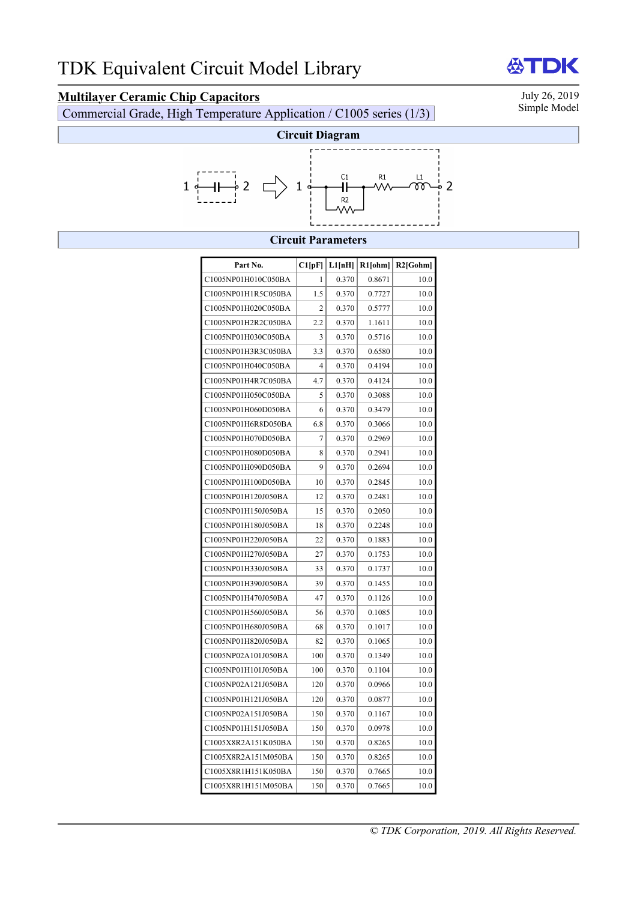# TDK Equivalent Circuit Model Library

## Multilayer Ceramic Chip Capacitors

Commercial Grade, High Temperature Application / C1005 series (1/3)

July 26, 2019
Simple Model

### Circuit Diagram

1 —||— 2 ⇨ 1 — [C1 in parallel with R2] — R1 — L1 — 2

### Circuit Parameters

| Part No. | C1[pF] | L1[nH] | R1[ohm] | R2[Gohm] |
|---|---|---|---|---|
| C1005NP01H010C050BA | 1 | 0.370 | 0.8671 | 10.0 |
| C1005NP01H1R5C050BA | 1.5 | 0.370 | 0.7727 | 10.0 |
| C1005NP01H020C050BA | 2 | 0.370 | 0.5777 | 10.0 |
| C1005NP01H2R2C050BA | 2.2 | 0.370 | 1.1611 | 10.0 |
| C1005NP01H030C050BA | 3 | 0.370 | 0.5716 | 10.0 |
| C1005NP01H3R3C050BA | 3.3 | 0.370 | 0.6580 | 10.0 |
| C1005NP01H040C050BA | 4 | 0.370 | 0.4194 | 10.0 |
| C1005NP01H4R7C050BA | 4.7 | 0.370 | 0.4124 | 10.0 |
| C1005NP01H050C050BA | 5 | 0.370 | 0.3088 | 10.0 |
| C1005NP01H060D050BA | 6 | 0.370 | 0.3479 | 10.0 |
| C1005NP01H6R8D050BA | 6.8 | 0.370 | 0.3066 | 10.0 |
| C1005NP01H070D050BA | 7 | 0.370 | 0.2969 | 10.0 |
| C1005NP01H080D050BA | 8 | 0.370 | 0.2941 | 10.0 |
| C1005NP01H090D050BA | 9 | 0.370 | 0.2694 | 10.0 |
| C1005NP01H100D050BA | 10 | 0.370 | 0.2845 | 10.0 |
| C1005NP01H120J050BA | 12 | 0.370 | 0.2481 | 10.0 |
| C1005NP01H150J050BA | 15 | 0.370 | 0.2050 | 10.0 |
| C1005NP01H180J050BA | 18 | 0.370 | 0.2248 | 10.0 |
| C1005NP01H220J050BA | 22 | 0.370 | 0.1883 | 10.0 |
| C1005NP01H270J050BA | 27 | 0.370 | 0.1753 | 10.0 |
| C1005NP01H330J050BA | 33 | 0.370 | 0.1737 | 10.0 |
| C1005NP01H390J050BA | 39 | 0.370 | 0.1455 | 10.0 |
| C1005NP01H470J050BA | 47 | 0.370 | 0.1126 | 10.0 |
| C1005NP01H560J050BA | 56 | 0.370 | 0.1085 | 10.0 |
| C1005NP01H680J050BA | 68 | 0.370 | 0.1017 | 10.0 |
| C1005NP01H820J050BA | 82 | 0.370 | 0.1065 | 10.0 |
| C1005NP02A101J050BA | 100 | 0.370 | 0.1349 | 10.0 |
| C1005NP01H101J050BA | 100 | 0.370 | 0.1104 | 10.0 |
| C1005NP02A121J050BA | 120 | 0.370 | 0.0966 | 10.0 |
| C1005NP01H121J050BA | 120 | 0.370 | 0.0877 | 10.0 |
| C1005NP02A151J050BA | 150 | 0.370 | 0.1167 | 10.0 |
| C1005NP01H151J050BA | 150 | 0.370 | 0.0978 | 10.0 |
| C1005X8R2A151K050BA | 150 | 0.370 | 0.8265 | 10.0 |
| C1005X8R2A151M050BA | 150 | 0.370 | 0.8265 | 10.0 |
| C1005X8R1H151K050BA | 150 | 0.370 | 0.7665 | 10.0 |
| C1005X8R1H151M050BA | 150 | 0.370 | 0.7665 | 10.0 |

*© TDK Corporation, 2019. All Rights Reserved.*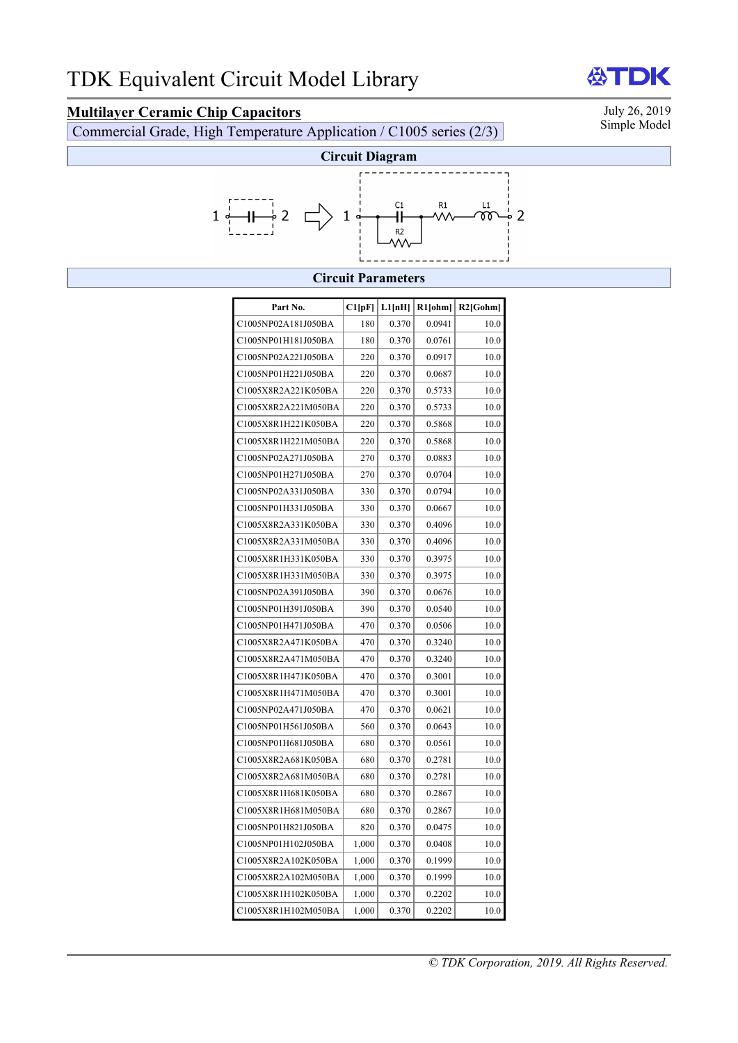# TDK Equivalent Circuit Model Library

## Multilayer Ceramic Chip Capacitors

Commercial Grade, High Temperature Application / C1005 series (2/3)

July 26, 2019
Simple Model

### Circuit Diagram

1 —C1— 2 ⇨ 1 —[C1 ∥ R2]—R1—L1— 2

### Circuit Parameters

| Part No. | C1[pF] | L1[nH] | R1[ohm] | R2[Gohm] |
|---|---|---|---|---|
| C1005NP02A181J050BA | 180 | 0.370 | 0.0941 | 10.0 |
| C1005NP01H181J050BA | 180 | 0.370 | 0.0761 | 10.0 |
| C1005NP02A221J050BA | 220 | 0.370 | 0.0917 | 10.0 |
| C1005NP01H221J050BA | 220 | 0.370 | 0.0687 | 10.0 |
| C1005X8R2A221K050BA | 220 | 0.370 | 0.5733 | 10.0 |
| C1005X8R2A221M050BA | 220 | 0.370 | 0.5733 | 10.0 |
| C1005X8R1H221K050BA | 220 | 0.370 | 0.5868 | 10.0 |
| C1005X8R1H221M050BA | 220 | 0.370 | 0.5868 | 10.0 |
| C1005NP02A271J050BA | 270 | 0.370 | 0.0883 | 10.0 |
| C1005NP01H271J050BA | 270 | 0.370 | 0.0704 | 10.0 |
| C1005NP02A331J050BA | 330 | 0.370 | 0.0794 | 10.0 |
| C1005NP01H331J050BA | 330 | 0.370 | 0.0667 | 10.0 |
| C1005X8R2A331K050BA | 330 | 0.370 | 0.4096 | 10.0 |
| C1005X8R2A331M050BA | 330 | 0.370 | 0.4096 | 10.0 |
| C1005X8R1H331K050BA | 330 | 0.370 | 0.3975 | 10.0 |
| C1005X8R1H331M050BA | 330 | 0.370 | 0.3975 | 10.0 |
| C1005NP02A391J050BA | 390 | 0.370 | 0.0676 | 10.0 |
| C1005NP01H391J050BA | 390 | 0.370 | 0.0540 | 10.0 |
| C1005NP01H471J050BA | 470 | 0.370 | 0.0506 | 10.0 |
| C1005X8R2A471K050BA | 470 | 0.370 | 0.3240 | 10.0 |
| C1005X8R2A471M050BA | 470 | 0.370 | 0.3240 | 10.0 |
| C1005X8R1H471K050BA | 470 | 0.370 | 0.3001 | 10.0 |
| C1005X8R1H471M050BA | 470 | 0.370 | 0.3001 | 10.0 |
| C1005NP02A471J050BA | 470 | 0.370 | 0.0621 | 10.0 |
| C1005NP01H561J050BA | 560 | 0.370 | 0.0643 | 10.0 |
| C1005NP01H681J050BA | 680 | 0.370 | 0.0561 | 10.0 |
| C1005X8R2A681K050BA | 680 | 0.370 | 0.2781 | 10.0 |
| C1005X8R2A681M050BA | 680 | 0.370 | 0.2781 | 10.0 |
| C1005X8R1H681K050BA | 680 | 0.370 | 0.2867 | 10.0 |
| C1005X8R1H681M050BA | 680 | 0.370 | 0.2867 | 10.0 |
| C1005NP01H821J050BA | 820 | 0.370 | 0.0475 | 10.0 |
| C1005NP01H102J050BA | 1,000 | 0.370 | 0.0408 | 10.0 |
| C1005X8R2A102K050BA | 1,000 | 0.370 | 0.1999 | 10.0 |
| C1005X8R2A102M050BA | 1,000 | 0.370 | 0.1999 | 10.0 |
| C1005X8R1H102K050BA | 1,000 | 0.370 | 0.2202 | 10.0 |
| C1005X8R1H102M050BA | 1,000 | 0.370 | 0.2202 | 10.0 |

*© TDK Corporation, 2019. All Rights Reserved.*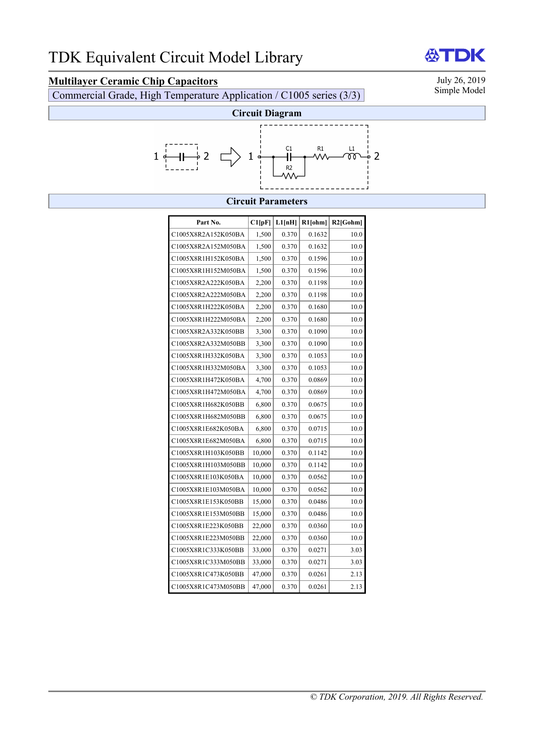# TDK Equivalent Circuit Model Library

July 26, 2019
Simple Model

## Multilayer Ceramic Chip Capacitors

Commercial Grade, High Temperature Application / C1005 series (3/3)

### Circuit Diagram

1 ⊣⊢ 2 ⇨ 1 — C1 — R1 — L1 — 2 (R2 in parallel with C1)

### Circuit Parameters

| Part No. | C1[pF] | L1[nH] | R1[ohm] | R2[Gohm] |
|---|---|---|---|---|
| C1005X8R2A152K050BA | 1,500 | 0.370 | 0.1632 | 10.0 |
| C1005X8R2A152M050BA | 1,500 | 0.370 | 0.1632 | 10.0 |
| C1005X8R1H152K050BA | 1,500 | 0.370 | 0.1596 | 10.0 |
| C1005X8R1H152M050BA | 1,500 | 0.370 | 0.1596 | 10.0 |
| C1005X8R2A222K050BA | 2,200 | 0.370 | 0.1198 | 10.0 |
| C1005X8R2A222M050BA | 2,200 | 0.370 | 0.1198 | 10.0 |
| C1005X8R1H222K050BA | 2,200 | 0.370 | 0.1680 | 10.0 |
| C1005X8R1H222M050BA | 2,200 | 0.370 | 0.1680 | 10.0 |
| C1005X8R2A332K050BB | 3,300 | 0.370 | 0.1090 | 10.0 |
| C1005X8R2A332M050BB | 3,300 | 0.370 | 0.1090 | 10.0 |
| C1005X8R1H332K050BA | 3,300 | 0.370 | 0.1053 | 10.0 |
| C1005X8R1H332M050BA | 3,300 | 0.370 | 0.1053 | 10.0 |
| C1005X8R1H472K050BA | 4,700 | 0.370 | 0.0869 | 10.0 |
| C1005X8R1H472M050BA | 4,700 | 0.370 | 0.0869 | 10.0 |
| C1005X8R1H682K050BB | 6,800 | 0.370 | 0.0675 | 10.0 |
| C1005X8R1H682M050BB | 6,800 | 0.370 | 0.0675 | 10.0 |
| C1005X8R1E682K050BA | 6,800 | 0.370 | 0.0715 | 10.0 |
| C1005X8R1E682M050BA | 6,800 | 0.370 | 0.0715 | 10.0 |
| C1005X8R1H103K050BB | 10,000 | 0.370 | 0.1142 | 10.0 |
| C1005X8R1H103M050BB | 10,000 | 0.370 | 0.1142 | 10.0 |
| C1005X8R1E103K050BA | 10,000 | 0.370 | 0.0562 | 10.0 |
| C1005X8R1E103M050BA | 10,000 | 0.370 | 0.0562 | 10.0 |
| C1005X8R1E153K050BB | 15,000 | 0.370 | 0.0486 | 10.0 |
| C1005X8R1E153M050BB | 15,000 | 0.370 | 0.0486 | 10.0 |
| C1005X8R1E223K050BB | 22,000 | 0.370 | 0.0360 | 10.0 |
| C1005X8R1E223M050BB | 22,000 | 0.370 | 0.0360 | 10.0 |
| C1005X8R1C333K050BB | 33,000 | 0.370 | 0.0271 | 3.03 |
| C1005X8R1C333M050BB | 33,000 | 0.370 | 0.0271 | 3.03 |
| C1005X8R1C473K050BB | 47,000 | 0.370 | 0.0261 | 2.13 |
| C1005X8R1C473M050BB | 47,000 | 0.370 | 0.0261 | 2.13 |

*© TDK Corporation, 2019. All Rights Reserved.*